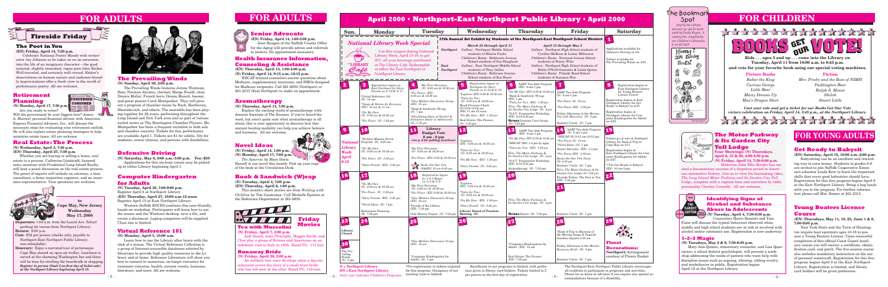# FOR ADULTS

## Fireside Friday

### The Poet in You

**(EN) Friday, April 14, 7:30 p.m.**

Celebrate National Poetry Month with writer/ actor Jay Johnson as he takes us on an excursion into the life of an imaginary character—the good natured, slightly immodest, rogue poet John Kicker. Well-traveled, and certainly well-versed, Kicker's observations on human nature and audience-friendly improvisations offer a fresh view in the world of performance poetry. All are welcome.

## Retirement Planning

**(N) Monday, April 17, 7:30 p.m.**

Are you ready to retire? Will the government be your biggest heir? James A. Menorf, personal financial advisor with American Express Financial Advisors, Inc., will discuss the necessary steps for evaluating your retirement outlook. He will also explore estate planning strategies to help minimize estate taxes. All are welcome.

## Real Estate: The Process

**(N) Wednesday, April 5, 7:30 p.m.**
**(EN) Thursday, April 27, 7:30 p.m.**

Whether you are buying or selling a home, real estate is a process. Catherine Lindstadt, licensed sales associate with Prudential Long Island Realty, will host a panel discussion on the real estate process. The panel of experts will include an attorney, a loan consultant, a home inspection engineer, and an insurance representative. Your questions are welcome.

## Book-A-Trip to Cape May, New Jersey

**Wednesday May 17, 2000**

**Departure:** 7:00 a.m. from the Laurel Ave. School parking lot (across from Northport Library)

**Return:** 9:00 p.m.

**Cost:** $52 per person (checks only; payable to Northport-East Northport Public Library; non-refundable)

**Itinerary:** Enjoy a narrated tour of picturesque Cape May aboard an open-air trolley. Luncheon is served at the charming Washington Inn and there will be time for strolling the boardwalk or shopping. *Register in person (limit 2 on first day of ticket sale) at the Northport Library beginning April 15.*

## Senior Advocate

**(EN) Friday, April 14, 1:00-3:00 p.m.**

Jean Haugen of the Suffolk County Office for the Aging will provide advice and referrals to seniors. No appointment necessary.

## Health Insurance Information, Counseling & Assistance

**(EN) Thursday, April 13, 1:00-4:00 p.m.**
**(N) Friday, April 14, 9:15 a.m.-12:15 p.m.**

HIICAP-trained counselors answer questions about Medicare, supplementary insurance, and HMOs designed for Medicare recipients. Call 261-6930 (Northport) or 261-2313 (East Northport) to make an appointment.

## Aromatherapy

**(N) Thursday, April 13, 7:30 p.m.**

Explore the exciting world of aromatherapy with Jeanne Saccente of The Essence. If you've heard the word, but aren't quite sure what aromatherapy is all about, this is your opportunity to discover how this ancient healing modality can help you achieve balance and harmony. All are welcome.

## Novel Ideas

**(N) Friday, April 14, 1:00 p.m.**
**(N) Monday, April 17, 7:00 p.m.**

*The Sparrow* by Mary Doria Russell is our novel this month. Pick up your copy of the book at the Circulation Desk.

## The Prevailing Winds

**(N) Sunday, April 30, 2:00 p.m.**

The Prevailing Winds features Jerome Weitzman, flute; Norman Abrams, clarinet; Marge Ewald, oboe; Dennis Moller, French horn; Donna Muncil, basoon; and guest pianist Carol Montparker. They will present a program of chamber music by Bach, Beethoven, Shostakovich, and others. The ensemble has been playing together for 26 years, performing throughout the Long Island and New York area and as part of various recital series at The Huntington Chamber Players. Ms. Montparker has been a frequent recitalist in both solo and chamber concerts. Tickets for this performance are available April 1. Tickets are $1 for adults, 50¢ for students, senior citizens, and persons with disabilities.

## Defensive Driving

**(N) Saturday, May 6, 9:00 a.m.-3:00 p.m. Fee: $30**

Applications for this six-hour course may be picked up at either Library beginning April 1.

## Computer Kindergarten for Adults

**(N) Tuesday, April 25, 7:00-9:00 p.m.**
Register April 8 at Northport Library.
**(EN) Thursday, April 27, 10:00 a.m-12 noon**
Register April 15 at East Northport Library.

Western Suffolk BOCES conducts this user-friendly, hands-on workshop. Participants will learn how to use the mouse and the Windows desktop, save a file, and create a document. Laptop computers will be supplied. Class size is limited.

## Virtual Reference 101

**(N) Monday, April 3, 10:00 a.m.**

Learn how to use the Library after hours with the click of a mouse. The Virtual Reference Collection is a group of Internet-accessible databases selected by librarians to provide high quality resources in the Library and at home. Reference Librarians will show you how to connect to numerous, on-target resources for consumer concerns, health, current events, business, literature, and more. All are welcome.

## Book & Sandwich (W)rap

**(N) Tuesday, April 4, 7:00 p.m.**
**(EN) Thursday, April 6, 1:00 p.m.**

This month's short stories are from *Welding with Children* by Tim Gautreaux. Call Michelle Epstein or the Reference Department at 261-6930.

## Friday Movies

### Tea with Mussolini

**(N) Friday, April 7, 2:00 p.m.**

Judi Dench, Joan Plowright, Maggie Smith, and Cher play a group of Britons and Americans on an indefinite visit to Italy in 1935. Rated PG. 117 min.

### Runaway Bride

**(N) Friday, April 28, 2:00 p.m.**

An unlikely love story develops when a big-city columnist covers the story of a small-town bride who has left men at the altar. Rated PG. 116 min.

# April 2000 • Northport-East Northport Public Library • April 2000

## National Library Week Special

Use this coupon during National Library Week, April 15-19, to get 20% off your beverage purchased at the Library Cafe. Redeemable at either the East Northport or Northport Library.

## 27th Annual Art Exhibit by Students of the Northport-East Northport School District

**March 23 through April 11**

*Northport* Gallery: Northport Middle School students of Hilarie Fuchs
Children's Room: Dickinson Avenue School students of Sue Haugland

*East Northport* Gallery: East Northport Middle School students of Thay Geller
Children's Room: Bellerose Avenue School students of Sue Boyer

**April 13 through May 2**

Gallery: Northport High School students of Cynthia McKeon & Louise Millmann
Children's Room: Norwood Avenue School students of Nancy Wine
Gallery: Northport High School students of Robin O'Neill-Gonzales & Linda Quinn
Children's Room: Pulaski Road School students of Suzanne Hsu

| Sun. | Monday | Tuesday | Wednesday | Thursday | Friday | Saturday |
|---|---|---|---|---|---|---|
| | | | | | | **1** Applications available for Defensive Driving on 5/6<br>Tickets available for The Prevailing Winds on 4/30 |
| **2** | **3** Registration begins at East Northport for Story Parade on 4/10 & 4/17<br>Virtual Reference 101 (N) 10 am<br>\*Songs & Stories for Everyone (EN) 10 am & 11 am<br>\*On My Own (N) 9:30 am & 10:30 am<br>\*For Fours (N) 1:30 pm | **4** \*My First Storytime (N) 9:30 am & 10:30 am<br>\*For Fours (EN) 9:30 am & 10:30 am<br>\*New Mothers Discussion Group (EN) 10 am<br>\*Book & Sandwich (W)rap (N) 7 pm<br>\*Identifying Signs of Alcohol & Substance Abuse in Adolescents (N) 7:30 pm | **5** Registration begins at Northport for Story Parade on 4/12 & 4/19<br>\*Laptime (EN) 9:30 & 10:30 am<br>\*Tales for Two (N) 9:30 am & 10:30 am<br>Blood Pressure Check (N) 9:30-10:30 am (EN) 11 am-12 noon<br>\*On My Own (EN) 1:30 pm<br>Real Estate: The Process (N) 7:30 pm | **6** AARP Tax-Aide Program (EN) 9 am-1 pm<br>\*On My Own (EN) 9:30 & 10:30 am<br>\*Book & Sandwich (W)rap (EN) 1 pm<br>\*Tales for Two (EN) 1:30 pm<br>Film: The Motor Parkway & Its Garden City Lodge (N) 4 pm<br>\*S.A.T. Preparation Workshop (EN) 6:15-8:45 pm<br>**Networx** Internet User Group (N) 7:30 pm | **7** AARP Tax-Aide Program (N) 9 am-1 pm<br>\*For Fours (N) 10 am<br>\*For Fours (EN) 1:30 pm<br>Friday Afternoon at the Movies: Tea with Mussolini (N) 2 pm<br>Knitters' Circle (N) 7 pm | **8** Registration begins at East Northport Library for Young Boaters License Course<br>Registration begins at East Northport Library for Get Ready to Babysit on 4/15<br>Registration begins at Northport Library for Computer Kindergarten for Adults on 4/25 |
| **9** *National Library Week: April 9-15* | **10** \*50 Alive Mature Driver Program (N) 9:30 am<br>\*On My Own (N) 9:30 am & 10:30 am<br>\*For Fours (N) 1:30 pm<br>\*Story Parade (EN) 3:45 pm | **11** **Library Budget Vote 9 am - 9 pm (see p. 6 for polling locations)**<br>\*My First Storytime (N) 9:30 am & 10:30 am<br>\*For Fours (EN) 9:30 & 10:30 am<br>Books Get Our Vote (N&EN) 10 am-8:45 pm | **12** \*Laptime (EN) 9:30 am & 10:30 am<br>\*Tales for Two (N) 9:30 am & 10:30 am<br>\*On My Own (EN) 1:30 pm<br>\*Story Parade (N) 3:45 pm | **13** AARP Tax-Aide Program (EN) 9 am-1 pm<br>\*On My Own (EN) 9:30 & 10:30 am<br>\*HIICAP (EN) 1-4 pm by appt.<br>\*Tales for Two (EN) 1:30 pm<br>Film: The Motor Parkway & Its Garden City Lodge (N) 4 pm<br>\*S.A.T. Preparation Workshop (EN) 6:15-8:45 pm<br>Aromatherapy (N) 7:30 pm | **14** AARP Tax-Aide Program (N) 9 am-1 pm<br>\*HIICAP (N) 9:15 am-12:15 pm<br>\*For Fours (N) 10 am<br>\*Novel Ideas (N) 1 pm<br>Senior Advocate (EN) 1-3 pm<br>\*For Fours (EN) 1:30 pm<br>Books Get Our Vote Party (N) 3:45 pm<br>Knitters' Circle (N) 7 pm<br>Film: The Motor Parkway & Its Garden City Lodge (EN) 7:30 pm<br>Fireside Friday: The Poet in You (EN) 7:30 pm | **15** Tickets go on sale at Northport Library for Book-A-Trip to Cape May on 5/17<br>Registration begins at East Northport Library for Computer Kindergarten for Adults on 4/27<br>\*YA: Get Ready to Babysit (EN) 10 am-2 pm |
| **16** | **17** \*On My Own (N) 9:30 am & 10:30 am<br>\*For Fours (N) 1:30 pm<br>\*Story Parade (EN) 3:45 pm<br>\*Novel Ideas (N) 7 pm<br>Retirement Planning (N) 7:30 pm | **18** Registration begins for 1-2-3 Magic on 5/2 & 5/9<br>\*My First Storytime (N) 9:30 am & 10:30 am<br>\*For Fours (EN) 9:30 & 10:30 am<br>\*New Mothers Discussion Group (EN) 10 am<br>Friends of the Library (EN) 7:30 pm<br>Oral History Project (N) 7:30 pm | **19** \*Laptime (EN) 9:30 am & 10:30 am<br>\*Tales for Two (N) 9:30 am & 10:30 am<br>\*On My Own (EN) 1:30 pm<br>\*Story Parade (N) 3:45 pm<br>**Library Board of Trustees Meeting (N)** | **20** | **21** | **22** |
| **23** **Library Closed** | **24** | **25** \*New Mothers Discussion Group (EN) 10 am<br>\*Computer Kindergarten for Adults (N) 7 pm | **26** | **27** Film: The Motor Parkway & Its Garden City Lodge (N) 7:30 pm<br>**Networx** Basics (N) 7:30 pm<br>\*Computer Kindergarten for Adults (EN) 10 am<br>Real Estate: The Process (EN) 7:30 pm | **28** Knitters' Circle (N) 7 pm<br>\*Book-A-Trip to Museum of the Moving Image & Noguchi Gardens departs 8:30 am<br>Friday Afternoon at the Movies: Runaway Bride (N) 2 pm<br>Knitters' Circle (N) 7 pm | **29** |
| **30** The Prevailing Winds (N) 2 pm | | | | | | |

**N = Northport Library**
**EN = East Northport Library**
*Italic type* indicates Children's Programs.

\*Pre-registration or tickets required for this program. Occupancy of our meeting room is limited.

Enrollment in our programs is limited, with preference given to library card holders. Tickets limited to 2 per patron on the first day of registration.

The Northport-East Northport Public Library encourages all residents to participate in programs and activities. Please let us know in advance if you require any special accommodations because of a disability.

# FOR CHILDREN

## The Bookmark Spot

Stop by the Library and pick up April's bookmark by Emily Rogers. A reading list, compiled by our Children's Librarians, is on the back.

## Books Get Our Vote!

**Kids . . . ages 3 and up . . . come into the Library on Tuesday, April 11 from 10:00 a.m. to 8:45 p.m. and vote for your favorite book using our special voting machines.**

**Picture Books**
*Babar the King*
*Curious George*
*Little Bear*
*Maisy Dresses Up*
*Max's Dragon Shirt*

**Fiction**
*Mrs. Frisby and the Rats of NIMH*
*Paddington Bear*
*Ralph S. Mouse*
*Shiloh*
*Stuart Little*

*Cast your vote and get a ticket for our Books Get Our Vote victory celebration on Friday, April 14, 3:45 p.m., at the Northport Library.*

## The Motor Parkway & Its Garden City Toll Lodge

**Four Showings: (N) Thursdays, April 6, 13 & 20, 4:00-4:30 p.m.**
**(N) Friday, April 14, 7:30-8:00 p.m.**

Historian John Ellis Kordes has created a documentary account of a forgotten period in American automotive history. Join us to view his fascinating video, *The Long Island Motor Parkway and Its Garden City Toll Lodge*, complete with a ragtime beat and narration by radio personality Charley Connelly. All are welcome.

## Identifying Signs of Alcohol and Substance Abuse in Adolescents

**(N) Tuesday, April 4, 7:30-8:30 p.m.**

Counselors Sherri Bennett and Tom Fazio will discuss the typical behaviors observed when middle and high school students are at risk or involved with alcohol and/or substance use. Registration is now underway.

## 1-2-3 Magic

**(N) Tuesdays, May 2 & 9, 7:30-8:30 p.m.**

Mary Ann Quinzi, elementary counselor, and Lisa Quartararo, a school district psychologist, will present a workshop addressing the needs of parents who want help with discipline issues such as arguing, whining, sibling rivalry, and misbehavior in public. Registration begins April 18 at the Northport Library.

## Floral Decorations:

**Northport:** Arrangement courtesy of Flower Basket

# FOR YOUNG ADULTS

## Get Ready to Babysit

**(EN) Saturday, April 15, 10:00 a.m.-2:00 p.m.**

Babysitting can be an excellent and rewarding way to earn money. Students in grades 6-9 are invited to join Suffolk Cooperative Extension educator Linda Barr to learn the important skills that every good babysitter should have. Registration for this free program begins April 8 at the East Northport Library. Bring a bag lunch with you to the program. For further information please call Mrs. Reimer at 261-2313.

## Young Boaters License Course

**(EN) Saturdays, May 11, 18, 25, June 1 & 8, 7:00-9:00 p.m.**

New York State and the Town of Huntington require boat operators ages 10-18 to possess a Young Boaters License. Upon successful completion of this official Coast Guard Auxiliary course you will receive a certificate, identification card, and patch. The five-session course also includes mandatory instruction on the use of personal watercraft. Registration for this free program begins April 8 at the East Northport Library. Registration is limited, and library card holders will be given preference.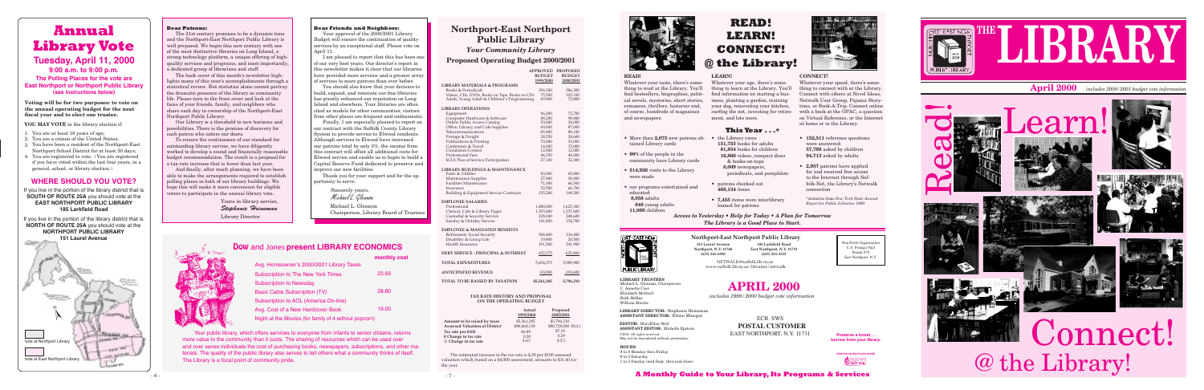# Annual Library Vote

**Tuesday, April 11, 2000**

**9:00 a.m. to 9:00 p.m.**

**The Polling Places for the vote are East Northport or Northport Public Library (see instructions below)**

**Voting will be for two purposes: to vote on the annual operating budget for the next fiscal year and to elect one trustee.**

**YOU MAY VOTE** in the library election if:

1. You are at least 18 years of age;
2. You are a citizen of the United States;
3. You have been a resident of the Northport-East Northport School District for at least 30 days;
4. You are registered to vote. (You are registered if you have voted within the last four years, in a general, school, or library election.)

## WHERE SHOULD YOU VOTE?

If you live in the portion of the library district that is **SOUTH OF ROUTE 25A** you should vote at the **EAST NORTHPORT PUBLIC LIBRARY 185 Larkfield Road**

If you live in the portion of the library district that is **NORTH OF ROUTE 25A** you should vote at the **NORTHPORT PUBLIC LIBRARY 151 Laurel Avenue**

vote at Northport Library

vote at East Northport Library

## Dear Patrons:

The 21st century promises to be a dynamic time and the Northport-East Northport Public Library is well prepared. We begin this new century with one of the most distinctive libraries on Long Island, a strong technology platform, a unique offering of high-quality services and programs, and most importantly, a dedicated group of librarians and staff.

The back cover of this month's newsletter highlights many of this year's accomplishments through a statistical review. But statistics alone cannot portray the dramatic presence of the library in community life. Please turn to the front cover and look at the faces of your friends, family, and neighbors who share each day in ownership of the Northport-East Northport Public Library.

Our Library is a threshold to new horizons and possibilities. There is the promise of discovery for each patron who enters our doors.

To ensure the continuance of our standard for outstanding library service, we have diligently worked to develop a sound and financially reasonable budget recommendation. The result is a proposal for a tax rate increase that is lower than last year.

And finally, after much planning, we have been able to make the arrangements required to establish polling places in both of our library buildings. We hope this will make it more convenient for eligible voters to participate in the annual library vote.

Yours in library service,

*Stephanie Heineman*

Library Director

## Dear Friends and Neighbors:

Your approval of the 2000/2001 Library Budget will ensure the continuation of quality services by an exceptional staff. Please vote on April 11.

I am pleased to report that this has been one of our very best years. Our director's report in this newsletter makes it clear that our libraries have provided more services and a greater array of services to more patrons than ever before.

You should also know that your decision to build, expand, and renovate our fine libraries has greatly enhanced our reputation on Long Island and elsewhere. Your libraries are often cited as models for other communities; visitors from other places are frequent and enthusiastic.

Finally, I am especially pleased to report on our contract with the Suffolk County Library System to provide service to Elwood residents. Although services to Elwood have increased our patrons total by only 5%, the income from this contract will offset all additional costs for Elwood service and enable us to begin to build a Capital Reserve Fund dedicated to preserve and improve our new facilities.

Thank you for your support and for the opportunity to serve.

Sincerely yours,

*Michael L. Glennon*

Michael L. Glennon

Chairperson, Library Board of Trustees

## Northport-East Northport Public Library

*Your Community Library*

### Proposed Operating Budget 2000/2001

| | APPROVED BUDGET 1999/2000 | PROPOSED BUDGET 2000/2001 |
|---|---|---|
| **LIBRARY MATERIALS & PROGRAMS** | | |
| Books & Periodicals | 356,560 | 386,360 |
| Videos, CDs, DVDs, Books on Tape, Books on CDs | 75,560 | 103,100 |
| Adult, Young Adult & Children's Programming | 69,900 | 73,000 |
| **LIBRARY OPERATIONS** | | |
| Equipment | 96,200 | 72,700 |
| Computer Hardware & Software | 89,280 | 86,000 |
| Online Public Access Catalog | 53,080 | 34,000 |
| Office, Library, and Cafe Supplies | 69,000 | 87,000 |
| Telecommunications | 85,440 | 88,140 |
| Postage & Freight | 20,550 | 20,400 |
| Publications & Printing | 53,050 | 53,050 |
| Conference & Travel | 14,000 | 15,000 |
| Circulation Control | 12,000 | 12,000 |
| Professional Fees | 46,350 | 49,000 |
| SCLS Plan of Service Participation | 27,100 | 32,300 |
| **LIBRARY BUILDINGS & MAINTENANCE** | | |
| Fuels & Utilities | 83,000 | 65,000 |
| Maintenance Supplies | 27,000 | 30,000 |
| Facilities Maintenance | 71,000 | 66,500 |
| Insurance | 52,500 | 86,700 |
| Building & Equipment Service Contracts | 135,200 | 149,200 |
| **EMPLOYEE SALARIES** | | |
| Professional | 1,480,000 | 1,625,300 |
| Clerical, Cafe & Library Pages | 1,183,400 | 1,237,600 |
| Custodial & Security Service | 226,000 | 246,600 |
| Sunday & Holiday Service | 161,600 | 176,700 |
| **EMPLOYEE & MANDATED BENEFITS** | | |
| Retirement, Social Security | 304,400 | 314,400 |
| Disability & Group Life | 19,600 | 20,500 |
| Health Insurance | 191,500 | 241,900 |
| **DEBT SERVICE - PRINCIPAL & INTEREST** | 652,275 | 625,880 |
| **TOTAL EXPENDITURES** | 5,654,375 | 5,980,960 |
| **ANTICIPATED REVENUE** | -93,090 | -183,680 |
| **TOTAL TO BE RAISED BY TAXATION** | **$5,561,285** | **$5,796,210** |

**TAX RATE HISTORY AND PROPOSAL ON THE OPERATING BUDGET**

| | Actual 1999/2000 | Proposed 2000/2001 |
|---|---|---|
| Amount to be raised by taxes | $5,561,285 | $5,796,210 |
| Assessed Valuation of District | $80,644,134 | $80,738,000 (Est.) |
| Tax rate per $100 | $6.89 | $7.18 |
| $ Change in tax rate | 0.20 | 0.29 |
| % Change in tax rate | 4.6% | 4.2% |

The estimated increase in the tax rate is $.29 per $100 assessed valuation which, based on a $4,000 assessment, amounts to $11.60 for the year.

## Dow and Jones present LIBRARY ECONOMICS

| | monthly cost |
|---|---|
| Avg. Homeowner's 2000/2001 Library Taxes | |
| Subscription to The New York Times | 23.93 |
| Subscription to Newsday | |
| Basic Cable Subscription (TV) | 28.80 |
| Subscription to AOL (America On-line) | |
| Avg. Cost of a New Hardcover Book | 19.00 |
| Night at the Movies (for family of 4 without popcorn) | |

Your public library, which offers services to everyone from infants to senior citizens, returns more value to the community than it costs. The sharing of resources which can be used over and over saves individuals the cost of purchasing books, newspapers, subscriptions, and other materials. The quality of the public library also serves to tell others what a community thinks of itself. The Library is a focal point of community pride.

# READ! LEARN! CONNECT! @ the Library!

**READ!**

Whatever your taste, there's something to read at the Library. You'll find bestsellers, biographies, political novels, mysteries, short stories, romances, thrillers, histories and, of course, hundreds of magazines and newspapers.

**LEARN!**

Whatever your age, there's something to learn at the Library. You'll find information on starting a business, planting a garden, training your dog, renovating your kitchen, surfing the net, investing for retirement, and lots more.

**CONNECT!**

Whatever your speed, there's something to connect with at the Library. Connect with others at Novel Ideas, Netwalk User Group, Pajama Storytime, or Book-A-Trip. Connect online with a book at the OPAC, a question on Virtual Reference, or the Internet at home or in the Library.

### This Year . . .*

- More than **2,075** new patrons obtained library cards
- **90%** of the people in the community have Library cards
- **514,926** visits to the Library were made
- our programs entertained and educated **8,058** adults **648** young adults **11,069** children
- the Library owns **151,753** books for adults **81,834** books for children **16,866** videos, compact discs & books-on-tape **8,009** newspapers, periodicals, and pamphlets
- patrons checked out **868,134** items
- **7,455** items were interlibrary loaned for patrons
- **152,511** reference questions were answered: **57,798** asked by children **94,713** asked by adults
- **2,957** patrons have applied for and received free access to the Internet through Suffolk-Net, the Library's Netwalk connection

*statistics from *New York State Annual Report for Public Libraries 1999*.

***Access to Yesterday • Help for Today • A Plan for Tomorrow***
***The Library is a Good Place to Start.***

**Northport-East Northport Public Library**

**151 Laurel Avenue**
**Northport, N.Y. 11768**
**(631) 261-6930**

**185 Larkfield Road**
**East Northport, N.Y. 11731**
**(631) 261-2313**

NETWALK@suffolk.lib.ny.us
www.suffolk.lib.ny.us/libraries/netwalk

Non Profit Organization
U.S. Postage Paid
Permit #79
East Northport, N.Y.

**LIBRARY TRUSTEES**
Michael L. Glennon, Chairperson
C. Annette Carr
Elizabeth McCloud
Ruth Molloy
William Martin

**LIBRARY DIRECTOR:** Stephanie Heineman
**ASSISTANT DIRECTOR:** Eileen Minogue

**EDITOR:** MaryEllen Mall
**ASSISTANT EDITOR:** Michelle Epstein

©2000 All rights reserved.
May not be reproduced without permission.

**HOURS**
9 to 9 Monday thru Friday
9 to 5 Saturday
1 to 5 Sunday (mid Sept. thru mid June)

# APRIL 2000

*includes 1999/2000 budget vote information*

ECR SWS
**POSTAL CUSTOMER**
EAST NORTHPORT, N.Y. 11731

**Preserve a forest . . . borrow from your library.**

PRINTED ON RECYCLED PAPER

***A Monthly Guide to Your Library, Its Programs & Services***

# THE LIBRARY

**April 2000** *includes 2000/2001 budget vote information*

Read! Learn! Connect! @ the Library!